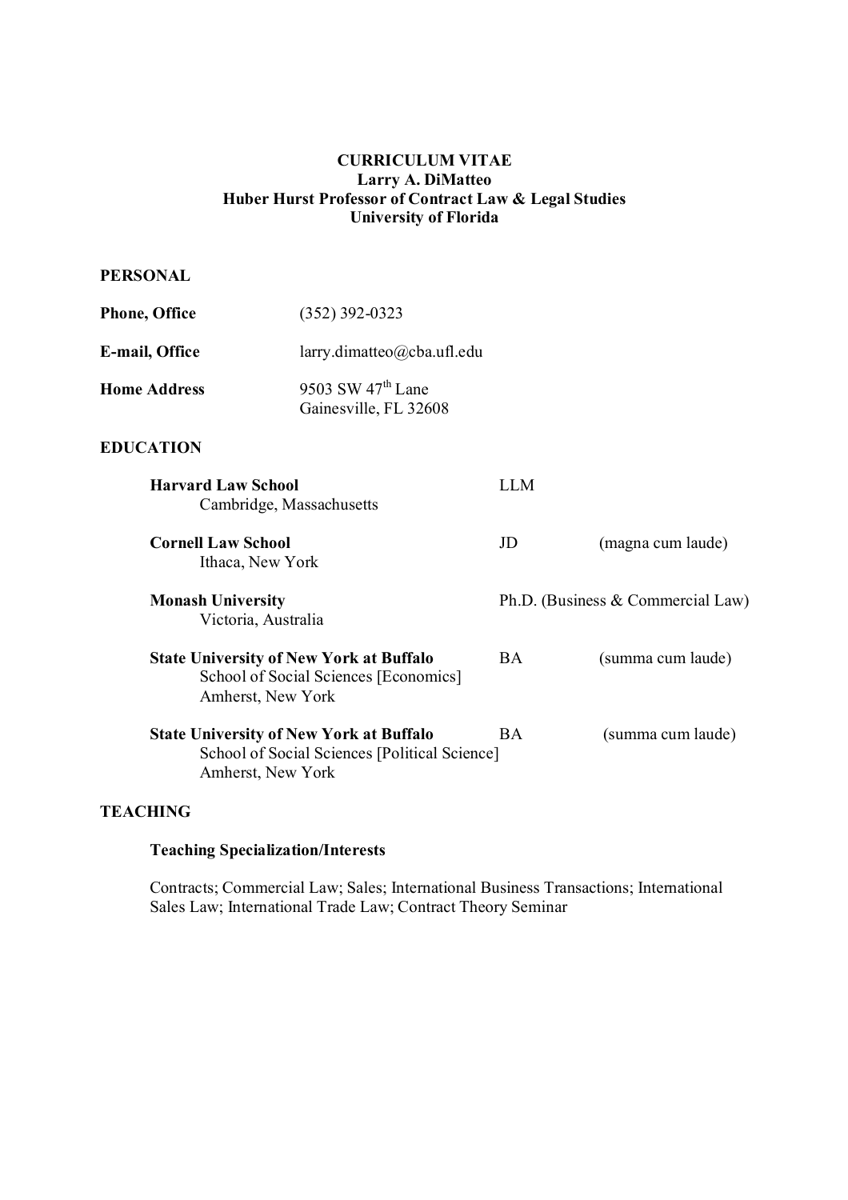# CURRICULUM VITAE

## Larry A. DiMatteo

### Huber Hurst Professor of Contract Law & Legal Studies

### University of Florida

## PERSONAL

**Phone, Office** (352) 392-0323

**E-mail, Office** larry.dimatteo@cba.ufl.edu

**Home Address** 9503 SW 47th Lane
Gainesville, FL 32608

## EDUCATION

| Institution | Degree | Honors |
|---|---|---|
| **Harvard Law School**<br>Cambridge, Massachusetts | LLM | |
| **Cornell Law School**<br>Ithaca, New York | JD | (magna cum laude) |
| **Monash University**<br>Victoria, Australia | Ph.D. (Business & Commercial Law) | |
| **State University of New York at Buffalo**<br>School of Social Sciences [Economics]<br>Amherst, New York | BA | (summa cum laude) |
| **State University of New York at Buffalo**<br>School of Social Sciences [Political Science]<br>Amherst, New York | BA | (summa cum laude) |

## TEACHING

### Teaching Specialization/Interests

Contracts; Commercial Law; Sales; International Business Transactions; International Sales Law; International Trade Law; Contract Theory Seminar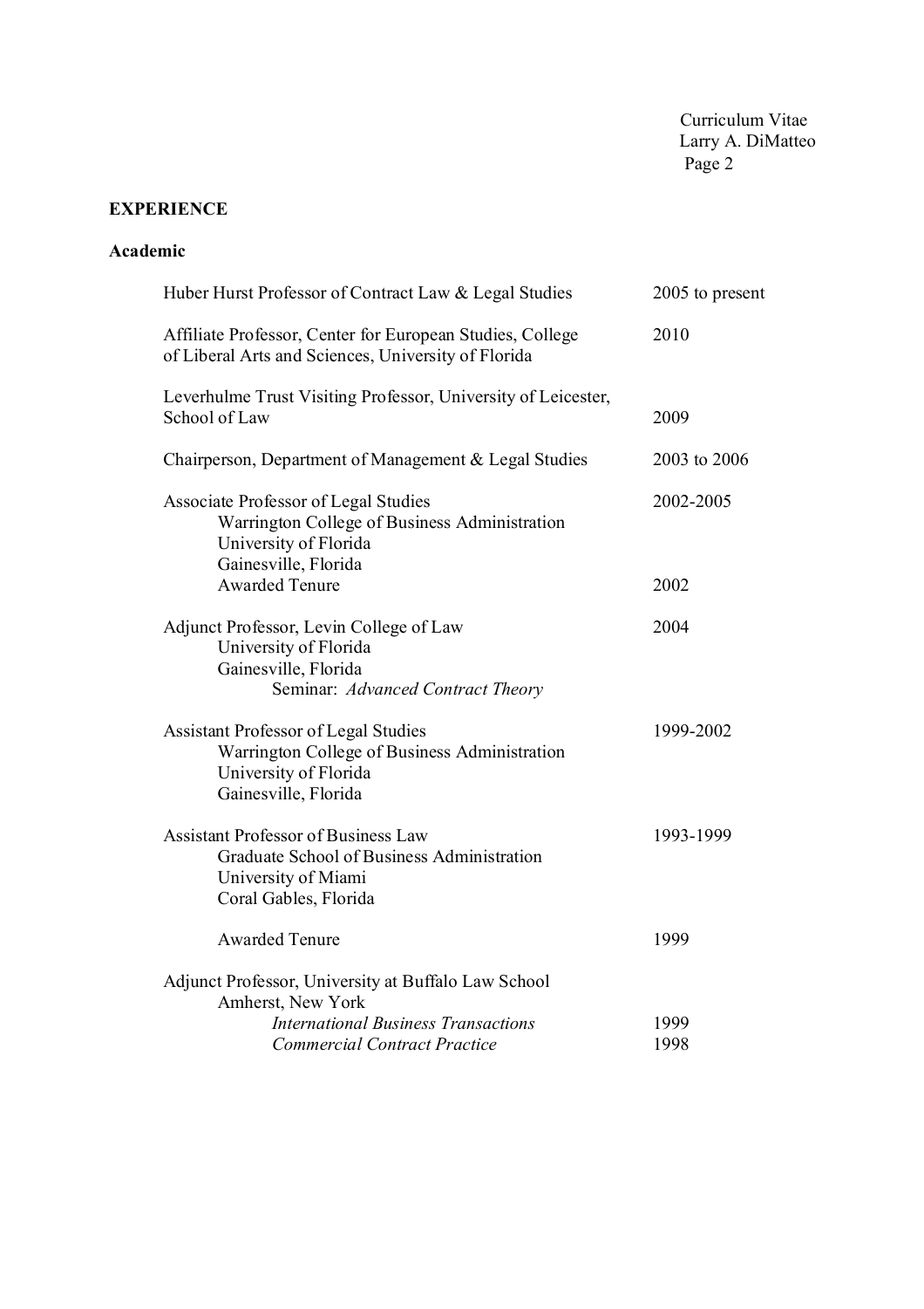## EXPERIENCE

### Academic

| Position | Dates |
|---|---|
| Huber Hurst Professor of Contract Law & Legal Studies | 2005 to present |
| Affiliate Professor, Center for European Studies, College of Liberal Arts and Sciences, University of Florida | 2010 |
| Leverhulme Trust Visiting Professor, University of Leicester, School of Law | 2009 |
| Chairperson, Department of Management & Legal Studies | 2003 to 2006 |
| Associate Professor of Legal Studies<br>Warrington College of Business Administration<br>University of Florida<br>Gainesville, Florida | 2002-2005 |
| Awarded Tenure | 2002 |
| Adjunct Professor, Levin College of Law<br>University of Florida<br>Gainesville, Florida<br>Seminar: *Advanced Contract Theory* | 2004 |
| Assistant Professor of Legal Studies<br>Warrington College of Business Administration<br>University of Florida<br>Gainesville, Florida | 1999-2002 |
| Assistant Professor of Business Law<br>Graduate School of Business Administration<br>University of Miami<br>Coral Gables, Florida | 1993-1999 |
| Awarded Tenure | 1999 |
| Adjunct Professor, University at Buffalo Law School<br>Amherst, New York | |
| *International Business Transactions* | 1999 |
| *Commercial Contract Practice* | 1998 |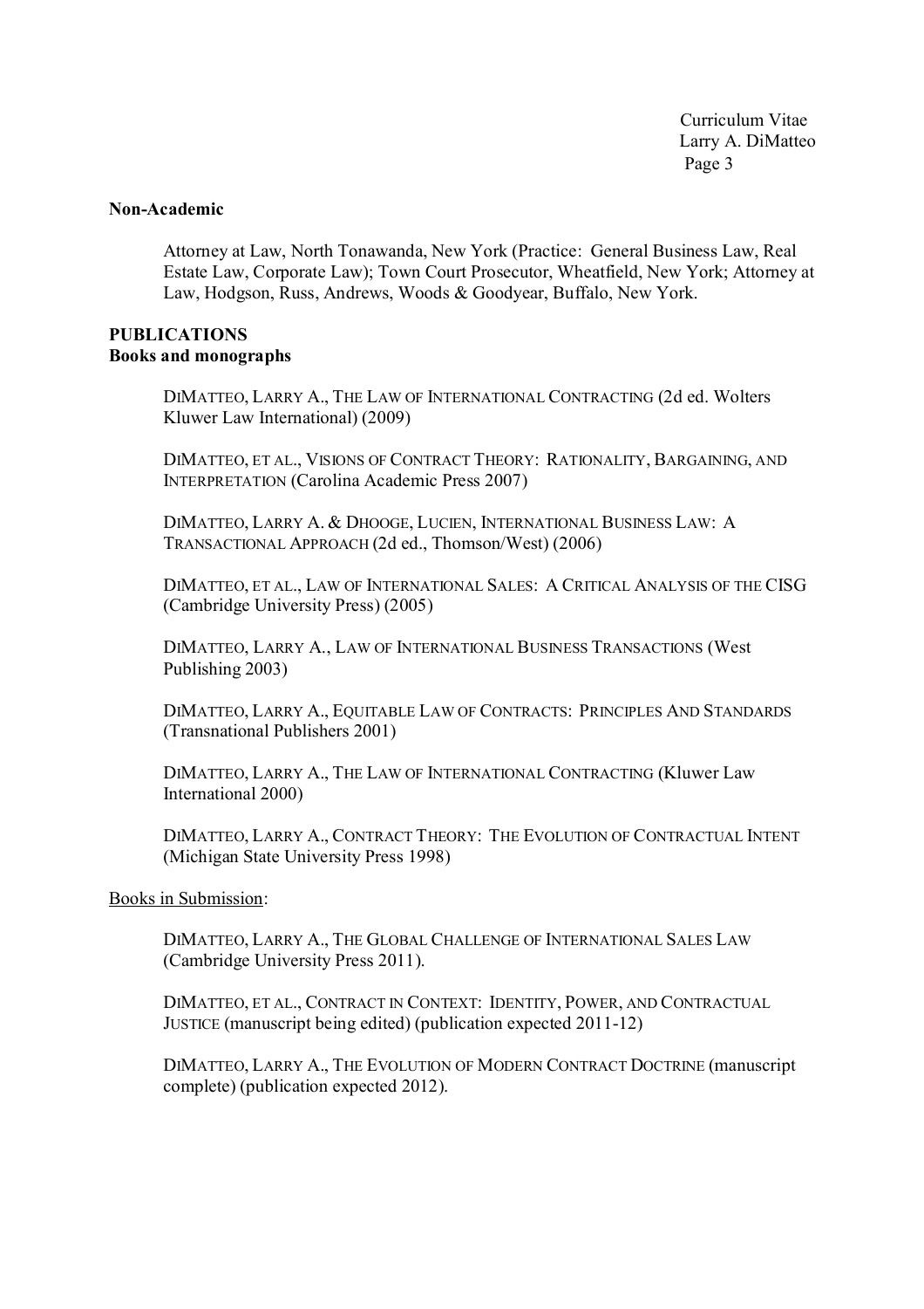**Non-Academic**

Attorney at Law, North Tonawanda, New York (Practice: General Business Law, Real Estate Law, Corporate Law); Town Court Prosecutor, Wheatfield, New York; Attorney at Law, Hodgson, Russ, Andrews, Woods & Goodyear, Buffalo, New York.

**PUBLICATIONS**

**Books and monographs**

DIMATTEO, LARRY A., THE LAW OF INTERNATIONAL CONTRACTING (2d ed. Wolters Kluwer Law International) (2009)

DIMATTEO, ET AL., VISIONS OF CONTRACT THEORY: RATIONALITY, BARGAINING, AND INTERPRETATION (Carolina Academic Press 2007)

DIMATTEO, LARRY A. & DHOOGE, LUCIEN, INTERNATIONAL BUSINESS LAW: A TRANSACTIONAL APPROACH (2d ed., Thomson/West) (2006)

DIMATTEO, ET AL., LAW OF INTERNATIONAL SALES: A CRITICAL ANALYSIS OF THE CISG (Cambridge University Press) (2005)

DIMATTEO, LARRY A., LAW OF INTERNATIONAL BUSINESS TRANSACTIONS (West Publishing 2003)

DIMATTEO, LARRY A., EQUITABLE LAW OF CONTRACTS: PRINCIPLES AND STANDARDS (Transnational Publishers 2001)

DIMATTEO, LARRY A., THE LAW OF INTERNATIONAL CONTRACTING (Kluwer Law International 2000)

DIMATTEO, LARRY A., CONTRACT THEORY: THE EVOLUTION OF CONTRACTUAL INTENT (Michigan State University Press 1998)

Books in Submission:

DIMATTEO, LARRY A., THE GLOBAL CHALLENGE OF INTERNATIONAL SALES LAW (Cambridge University Press 2011).

DIMATTEO, ET AL., CONTRACT IN CONTEXT: IDENTITY, POWER, AND CONTRACTUAL JUSTICE (manuscript being edited) (publication expected 2011-12)

DIMATTEO, LARRY A., THE EVOLUTION OF MODERN CONTRACT DOCTRINE (manuscript complete) (publication expected 2012).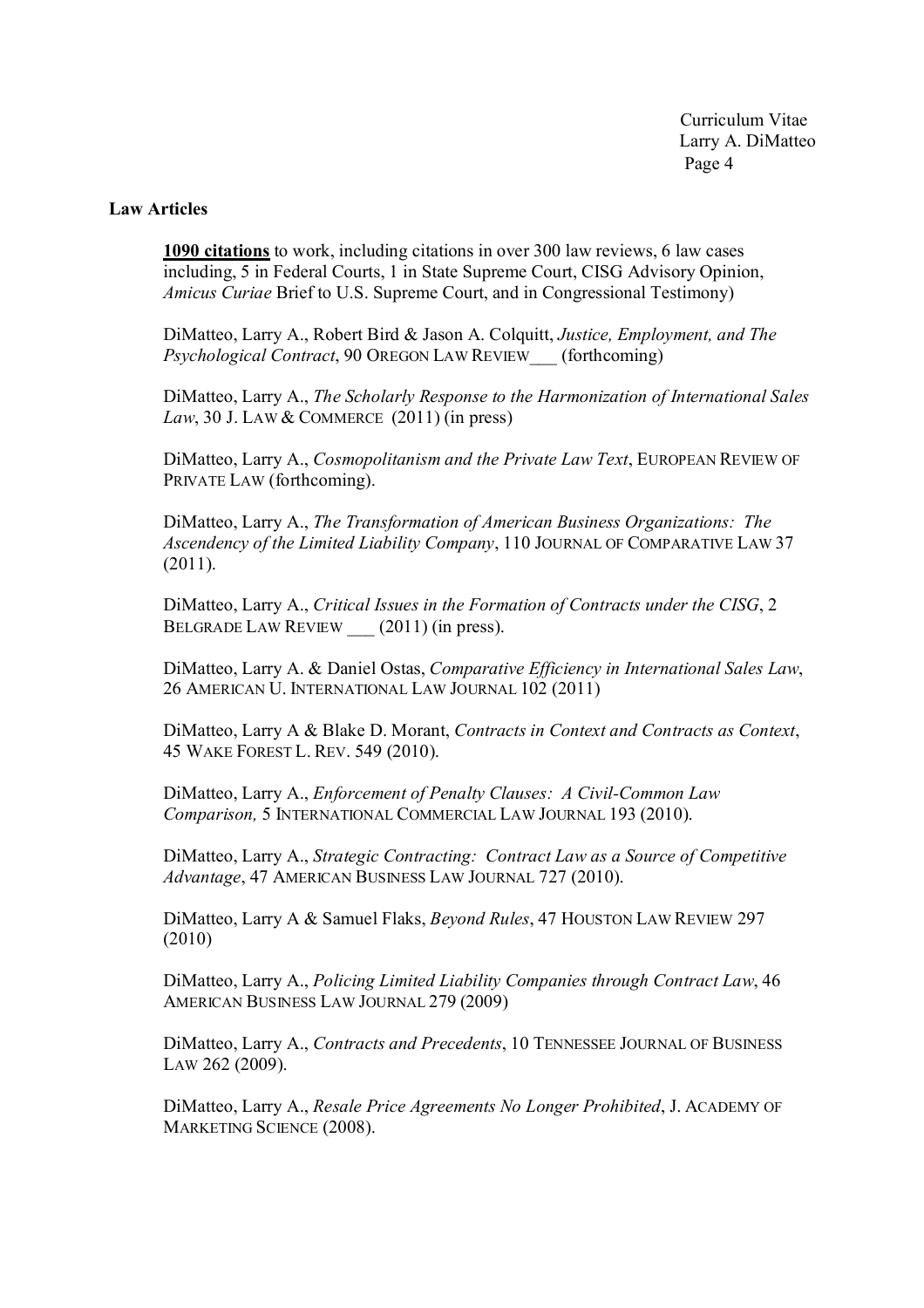## Law Articles

**1090 citations** to work, including citations in over 300 law reviews, 6 law cases including, 5 in Federal Courts, 1 in State Supreme Court, CISG Advisory Opinion, *Amicus Curiae* Brief to U.S. Supreme Court, and in Congressional Testimony)

DiMatteo, Larry A., Robert Bird & Jason A. Colquitt, *Justice, Employment, and The Psychological Contract*, 90 OREGON LAW REVIEW___ (forthcoming)

DiMatteo, Larry A., *The Scholarly Response to the Harmonization of International Sales Law*, 30 J. LAW & COMMERCE (2011) (in press)

DiMatteo, Larry A., *Cosmopolitanism and the Private Law Text*, EUROPEAN REVIEW OF PRIVATE LAW (forthcoming).

DiMatteo, Larry A., *The Transformation of American Business Organizations: The Ascendency of the Limited Liability Company*, 110 JOURNAL OF COMPARATIVE LAW 37 (2011).

DiMatteo, Larry A., *Critical Issues in the Formation of Contracts under the CISG*, 2 BELGRADE LAW REVIEW ___ (2011) (in press).

DiMatteo, Larry A. & Daniel Ostas, *Comparative Efficiency in International Sales Law*, 26 AMERICAN U. INTERNATIONAL LAW JOURNAL 102 (2011)

DiMatteo, Larry A & Blake D. Morant, *Contracts in Context and Contracts as Context*, 45 WAKE FOREST L. REV. 549 (2010).

DiMatteo, Larry A., *Enforcement of Penalty Clauses: A Civil-Common Law Comparison,* 5 INTERNATIONAL COMMERCIAL LAW JOURNAL 193 (2010).

DiMatteo, Larry A., *Strategic Contracting: Contract Law as a Source of Competitive Advantage*, 47 AMERICAN BUSINESS LAW JOURNAL 727 (2010).

DiMatteo, Larry A & Samuel Flaks, *Beyond Rules*, 47 HOUSTON LAW REVIEW 297 (2010)

DiMatteo, Larry A., *Policing Limited Liability Companies through Contract Law*, 46 AMERICAN BUSINESS LAW JOURNAL 279 (2009)

DiMatteo, Larry A., *Contracts and Precedents*, 10 TENNESSEE JOURNAL OF BUSINESS LAW 262 (2009).

DiMatteo, Larry A., *Resale Price Agreements No Longer Prohibited*, J. ACADEMY OF MARKETING SCIENCE (2008).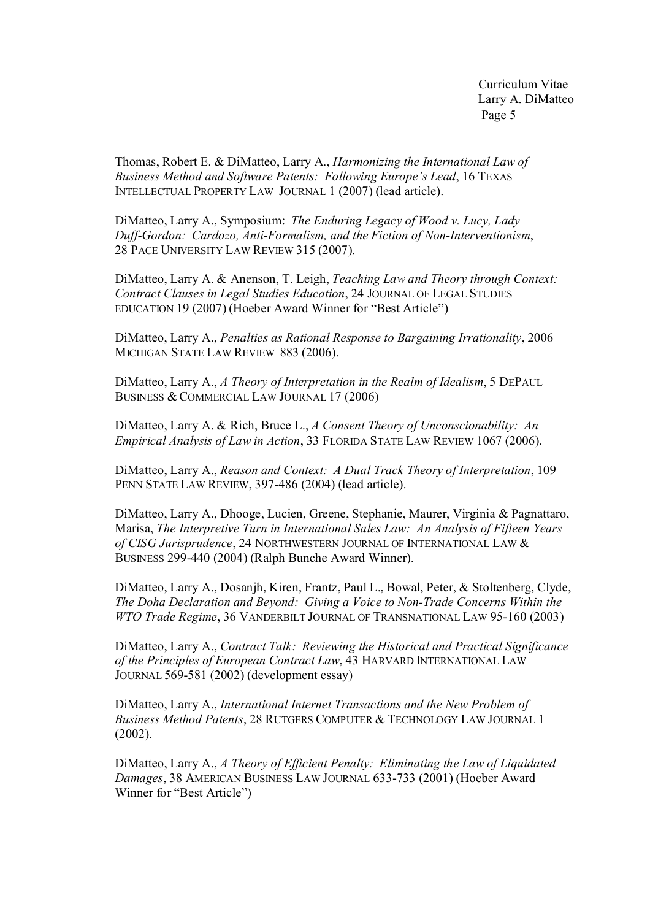Thomas, Robert E. & DiMatteo, Larry A., *Harmonizing the International Law of Business Method and Software Patents: Following Europe's Lead*, 16 TEXAS INTELLECTUAL PROPERTY LAW JOURNAL 1 (2007) (lead article).

DiMatteo, Larry A., Symposium: *The Enduring Legacy of Wood v. Lucy, Lady Duff-Gordon: Cardozo, Anti-Formalism, and the Fiction of Non-Interventionism*, 28 PACE UNIVERSITY LAW REVIEW 315 (2007).

DiMatteo, Larry A. & Anenson, T. Leigh, *Teaching Law and Theory through Context: Contract Clauses in Legal Studies Education*, 24 JOURNAL OF LEGAL STUDIES EDUCATION 19 (2007) (Hoeber Award Winner for "Best Article")

DiMatteo, Larry A., *Penalties as Rational Response to Bargaining Irrationality*, 2006 MICHIGAN STATE LAW REVIEW 883 (2006).

DiMatteo, Larry A., *A Theory of Interpretation in the Realm of Idealism*, 5 DEPAUL BUSINESS & COMMERCIAL LAW JOURNAL 17 (2006)

DiMatteo, Larry A. & Rich, Bruce L., *A Consent Theory of Unconscionability: An Empirical Analysis of Law in Action*, 33 FLORIDA STATE LAW REVIEW 1067 (2006).

DiMatteo, Larry A., *Reason and Context: A Dual Track Theory of Interpretation*, 109 PENN STATE LAW REVIEW, 397-486 (2004) (lead article).

DiMatteo, Larry A., Dhooge, Lucien, Greene, Stephanie, Maurer, Virginia & Pagnattaro, Marisa, *The Interpretive Turn in International Sales Law: An Analysis of Fifteen Years of CISG Jurisprudence*, 24 NORTHWESTERN JOURNAL OF INTERNATIONAL LAW & BUSINESS 299-440 (2004) (Ralph Bunche Award Winner).

DiMatteo, Larry A., Dosanjh, Kiren, Frantz, Paul L., Bowal, Peter, & Stoltenberg, Clyde, *The Doha Declaration and Beyond: Giving a Voice to Non-Trade Concerns Within the WTO Trade Regime*, 36 VANDERBILT JOURNAL OF TRANSNATIONAL LAW 95-160 (2003)

DiMatteo, Larry A., *Contract Talk: Reviewing the Historical and Practical Significance of the Principles of European Contract Law*, 43 HARVARD INTERNATIONAL LAW JOURNAL 569-581 (2002) (development essay)

DiMatteo, Larry A., *International Internet Transactions and the New Problem of Business Method Patents*, 28 RUTGERS COMPUTER & TECHNOLOGY LAW JOURNAL 1 (2002).

DiMatteo, Larry A., *A Theory of Efficient Penalty: Eliminating the Law of Liquidated Damages*, 38 AMERICAN BUSINESS LAW JOURNAL 633-733 (2001) (Hoeber Award Winner for "Best Article")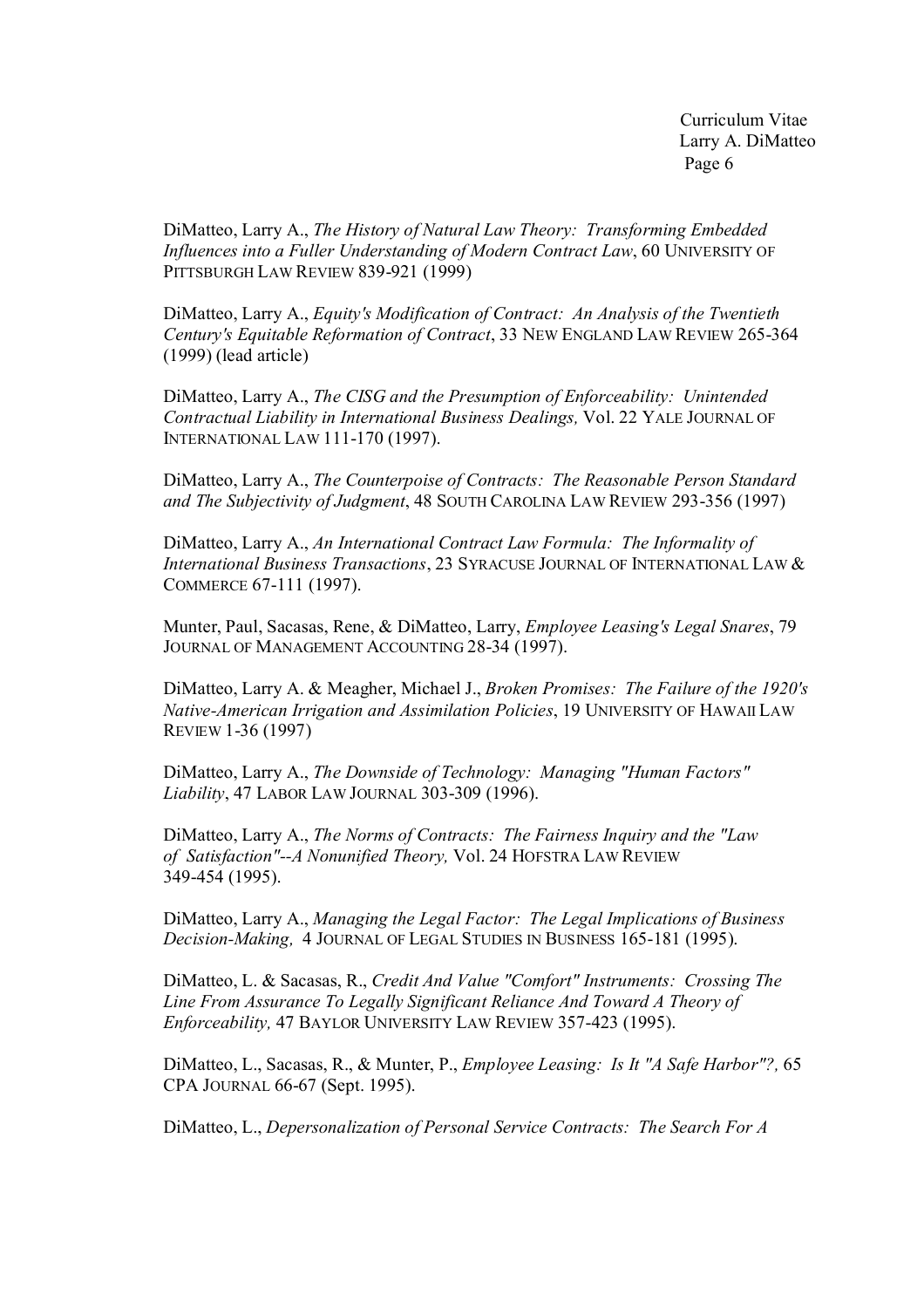DiMatteo, Larry A., *The History of Natural Law Theory: Transforming Embedded Influences into a Fuller Understanding of Modern Contract Law*, 60 UNIVERSITY OF PITTSBURGH LAW REVIEW 839-921 (1999)

DiMatteo, Larry A., *Equity's Modification of Contract: An Analysis of the Twentieth Century's Equitable Reformation of Contract*, 33 NEW ENGLAND LAW REVIEW 265-364 (1999) (lead article)

DiMatteo, Larry A., *The CISG and the Presumption of Enforceability: Unintended Contractual Liability in International Business Dealings,* Vol. 22 YALE JOURNAL OF INTERNATIONAL LAW 111-170 (1997).

DiMatteo, Larry A., *The Counterpoise of Contracts: The Reasonable Person Standard and The Subjectivity of Judgment*, 48 SOUTH CAROLINA LAW REVIEW 293-356 (1997)

DiMatteo, Larry A., *An International Contract Law Formula: The Informality of International Business Transactions*, 23 SYRACUSE JOURNAL OF INTERNATIONAL LAW & COMMERCE 67-111 (1997).

Munter, Paul, Sacasas, Rene, & DiMatteo, Larry, *Employee Leasing's Legal Snares*, 79 JOURNAL OF MANAGEMENT ACCOUNTING 28-34 (1997).

DiMatteo, Larry A. & Meagher, Michael J., *Broken Promises: The Failure of the 1920's Native-American Irrigation and Assimilation Policies*, 19 UNIVERSITY OF HAWAII LAW REVIEW 1-36 (1997)

DiMatteo, Larry A., *The Downside of Technology: Managing "Human Factors" Liability*, 47 LABOR LAW JOURNAL 303-309 (1996).

DiMatteo, Larry A., *The Norms of Contracts: The Fairness Inquiry and the "Law of Satisfaction"--A Nonunified Theory,* Vol. 24 HOFSTRA LAW REVIEW 349-454 (1995).

DiMatteo, Larry A., *Managing the Legal Factor: The Legal Implications of Business Decision-Making,* 4 JOURNAL OF LEGAL STUDIES IN BUSINESS 165-181 (1995).

DiMatteo, L. & Sacasas, R., *Credit And Value "Comfort" Instruments: Crossing The Line From Assurance To Legally Significant Reliance And Toward A Theory of Enforceability,* 47 BAYLOR UNIVERSITY LAW REVIEW 357-423 (1995).

DiMatteo, L., Sacasas, R., & Munter, P., *Employee Leasing: Is It "A Safe Harbor"?,* 65 CPA JOURNAL 66-67 (Sept. 1995).

DiMatteo, L., *Depersonalization of Personal Service Contracts: The Search For A*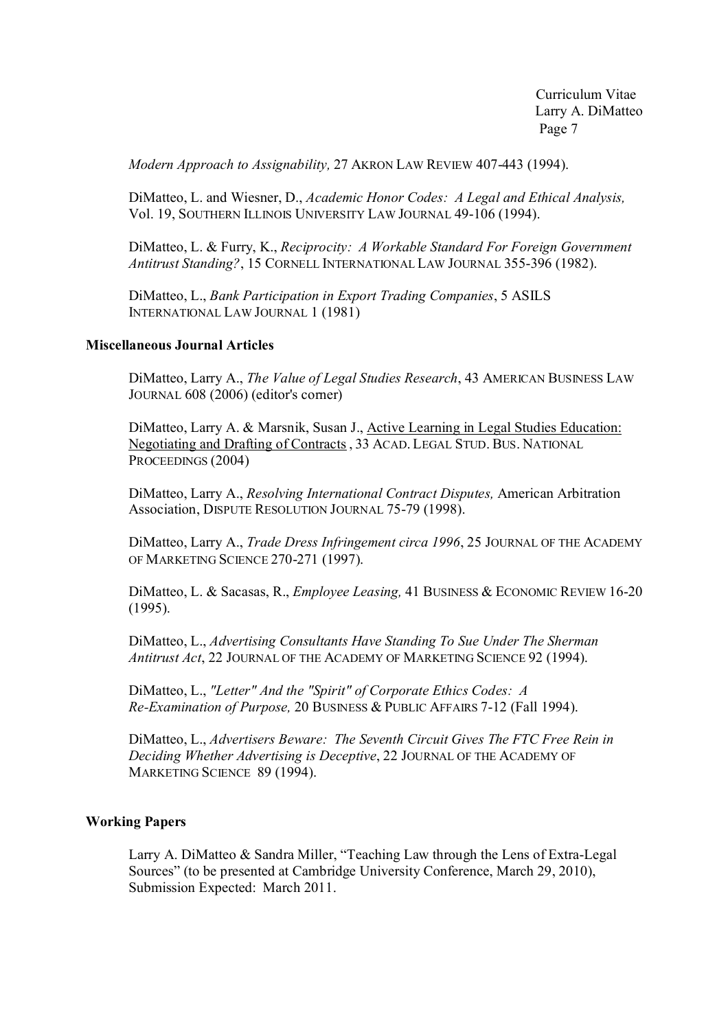*Modern Approach to Assignability,* 27 AKRON LAW REVIEW 407-443 (1994).

DiMatteo, L. and Wiesner, D., *Academic Honor Codes: A Legal and Ethical Analysis,* Vol. 19, SOUTHERN ILLINOIS UNIVERSITY LAW JOURNAL 49-106 (1994).

DiMatteo, L. & Furry, K., *Reciprocity: A Workable Standard For Foreign Government Antitrust Standing?*, 15 CORNELL INTERNATIONAL LAW JOURNAL 355-396 (1982).

DiMatteo, L., *Bank Participation in Export Trading Companies*, 5 ASILS INTERNATIONAL LAW JOURNAL 1 (1981)

**Miscellaneous Journal Articles**

DiMatteo, Larry A., *The Value of Legal Studies Research*, 43 AMERICAN BUSINESS LAW JOURNAL 608 (2006) (editor's corner)

DiMatteo, Larry A. & Marsnik, Susan J., Active Learning in Legal Studies Education: Negotiating and Drafting of Contracts , 33 ACAD. LEGAL STUD. BUS. NATIONAL PROCEEDINGS (2004)

DiMatteo, Larry A., *Resolving International Contract Disputes,* American Arbitration Association, DISPUTE RESOLUTION JOURNAL 75-79 (1998).

DiMatteo, Larry A., *Trade Dress Infringement circa 1996*, 25 JOURNAL OF THE ACADEMY OF MARKETING SCIENCE 270-271 (1997).

DiMatteo, L. & Sacasas, R., *Employee Leasing,* 41 BUSINESS & ECONOMIC REVIEW 16-20 (1995).

DiMatteo, L., *Advertising Consultants Have Standing To Sue Under The Sherman Antitrust Act*, 22 JOURNAL OF THE ACADEMY OF MARKETING SCIENCE 92 (1994).

DiMatteo, L., *"Letter" And the "Spirit" of Corporate Ethics Codes: A Re-Examination of Purpose,* 20 BUSINESS & PUBLIC AFFAIRS 7-12 (Fall 1994).

DiMatteo, L., *Advertisers Beware: The Seventh Circuit Gives The FTC Free Rein in Deciding Whether Advertising is Deceptive*, 22 JOURNAL OF THE ACADEMY OF MARKETING SCIENCE 89 (1994).

**Working Papers**

Larry A. DiMatteo & Sandra Miller, "Teaching Law through the Lens of Extra-Legal Sources" (to be presented at Cambridge University Conference, March 29, 2010), Submission Expected: March 2011.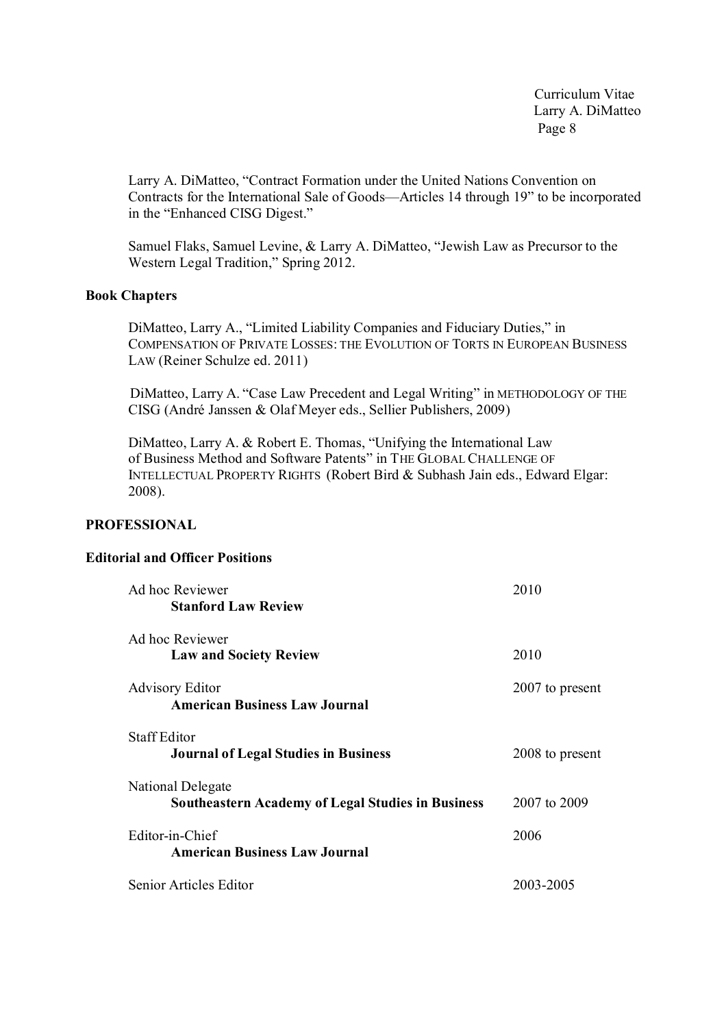Larry A. DiMatteo, "Contract Formation under the United Nations Convention on Contracts for the International Sale of Goods—Articles 14 through 19" to be incorporated in the "Enhanced CISG Digest."

Samuel Flaks, Samuel Levine, & Larry A. DiMatteo, "Jewish Law as Precursor to the Western Legal Tradition," Spring 2012.

### Book Chapters

DiMatteo, Larry A., "Limited Liability Companies and Fiduciary Duties," in COMPENSATION OF PRIVATE LOSSES: THE EVOLUTION OF TORTS IN EUROPEAN BUSINESS LAW (Reiner Schulze ed. 2011)

DiMatteo, Larry A. "Case Law Precedent and Legal Writing" in METHODOLOGY OF THE CISG (André Janssen & Olaf Meyer eds., Sellier Publishers, 2009)

DiMatteo, Larry A. & Robert E. Thomas, "Unifying the International Law of Business Method and Software Patents" in THE GLOBAL CHALLENGE OF INTELLECTUAL PROPERTY RIGHTS (Robert Bird & Subhash Jain eds., Edward Elgar: 2008).

## PROFESSIONAL

### Editorial and Officer Positions

| Position | Years |
|---|---|
| Ad hoc Reviewer<br>**Stanford Law Review** | 2010 |
| Ad hoc Reviewer<br>**Law and Society Review** | 2010 |
| Advisory Editor<br>**American Business Law Journal** | 2007 to present |
| Staff Editor<br>**Journal of Legal Studies in Business** | 2008 to present |
| National Delegate<br>**Southeastern Academy of Legal Studies in Business** | 2007 to 2009 |
| Editor-in-Chief<br>**American Business Law Journal** | 2006 |
| Senior Articles Editor | 2003-2005 |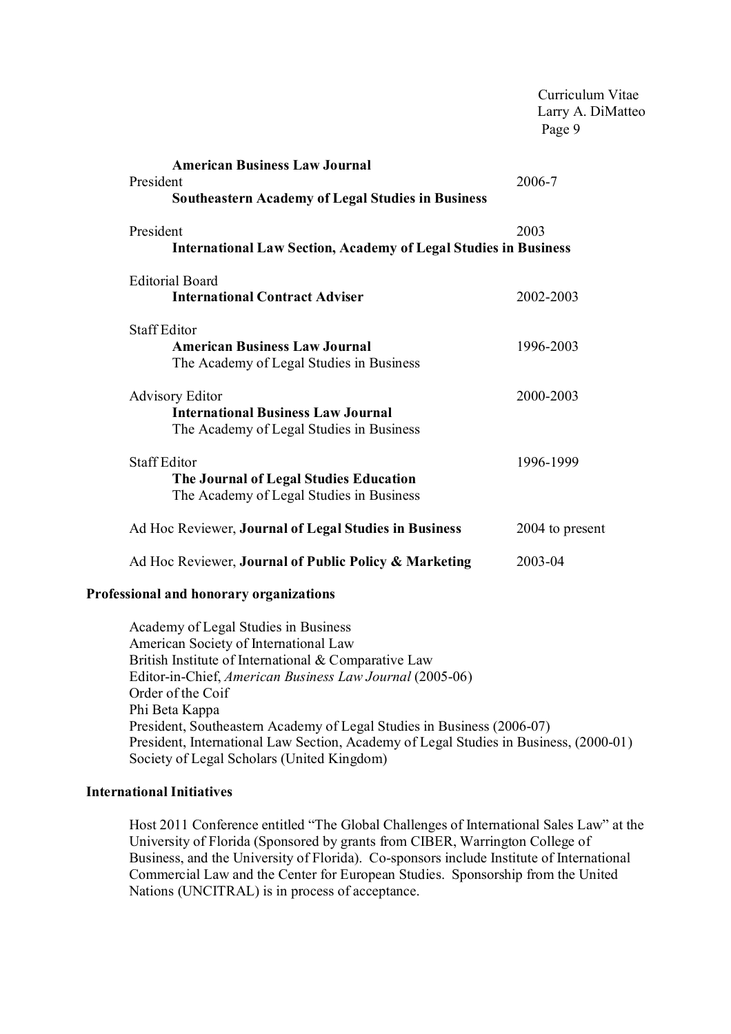**American Business Law Journal**

President — 2006-7
**Southeastern Academy of Legal Studies in Business**

President — 2003
**International Law Section, Academy of Legal Studies in Business**

Editorial Board
**International Contract Adviser** — 2002-2003

Staff Editor
**American Business Law Journal** — 1996-2003
The Academy of Legal Studies in Business

Advisory Editor — 2000-2003
**International Business Law Journal**
The Academy of Legal Studies in Business

Staff Editor — 1996-1999
**The Journal of Legal Studies Education**
The Academy of Legal Studies in Business

Ad Hoc Reviewer, **Journal of Legal Studies in Business** — 2004 to present

Ad Hoc Reviewer, **Journal of Public Policy & Marketing** — 2003-04

**Professional and honorary organizations**

Academy of Legal Studies in Business
American Society of International Law
British Institute of International & Comparative Law
Editor-in-Chief, *American Business Law Journal* (2005-06)
Order of the Coif
Phi Beta Kappa
President, Southeastern Academy of Legal Studies in Business (2006-07)
President, International Law Section, Academy of Legal Studies in Business, (2000-01)
Society of Legal Scholars (United Kingdom)

**International Initiatives**

Host 2011 Conference entitled "The Global Challenges of International Sales Law" at the University of Florida (Sponsored by grants from CIBER, Warrington College of Business, and the University of Florida). Co-sponsors include Institute of International Commercial Law and the Center for European Studies. Sponsorship from the United Nations (UNCITRAL) is in process of acceptance.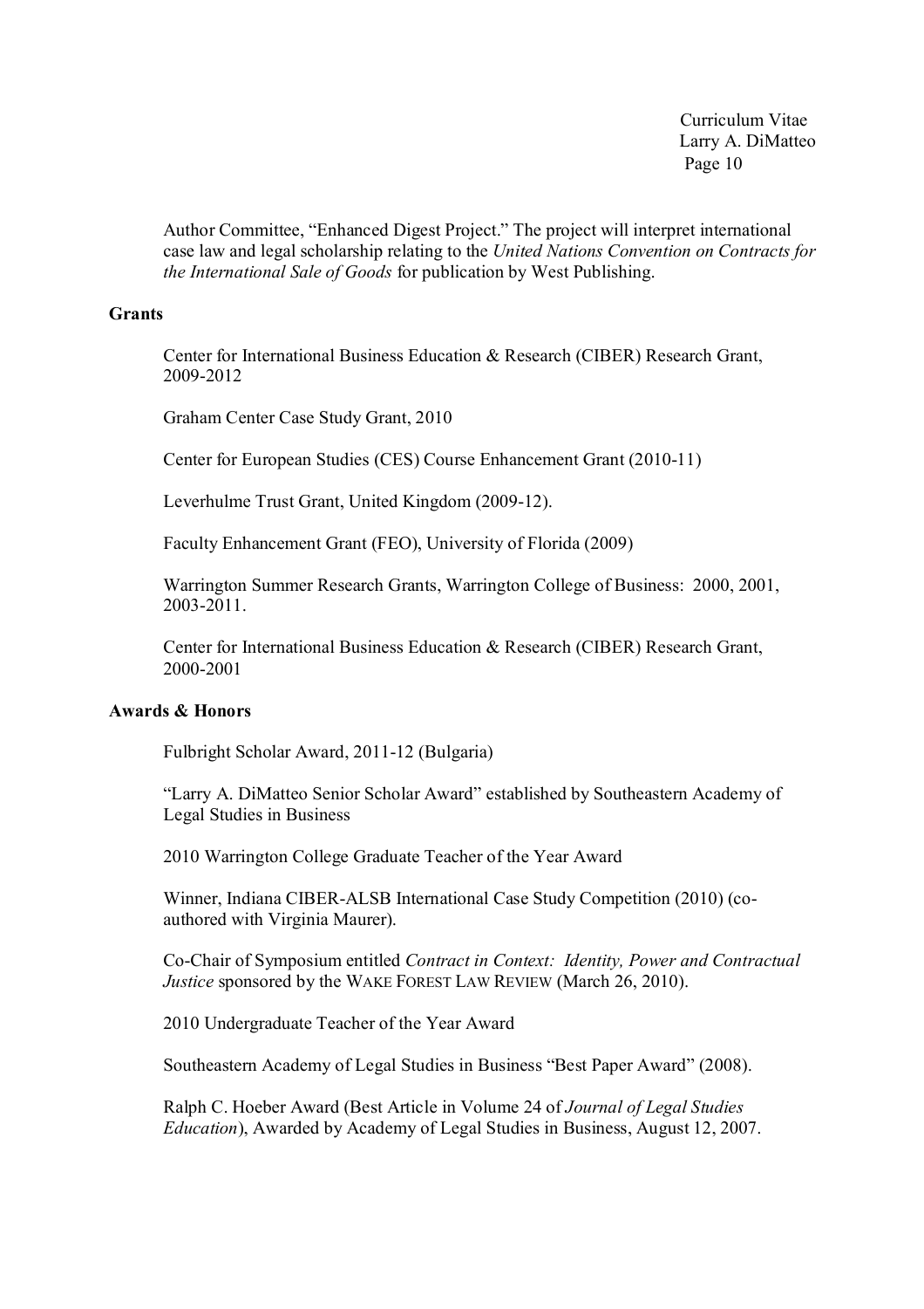Author Committee, "Enhanced Digest Project." The project will interpret international case law and legal scholarship relating to the *United Nations Convention on Contracts for the International Sale of Goods* for publication by West Publishing.

**Grants**

Center for International Business Education & Research (CIBER) Research Grant, 2009-2012

Graham Center Case Study Grant, 2010

Center for European Studies (CES) Course Enhancement Grant (2010-11)

Leverhulme Trust Grant, United Kingdom (2009-12).

Faculty Enhancement Grant (FEO), University of Florida (2009)

Warrington Summer Research Grants, Warrington College of Business: 2000, 2001, 2003-2011.

Center for International Business Education & Research (CIBER) Research Grant, 2000-2001

**Awards & Honors**

Fulbright Scholar Award, 2011-12 (Bulgaria)

"Larry A. DiMatteo Senior Scholar Award" established by Southeastern Academy of Legal Studies in Business

2010 Warrington College Graduate Teacher of the Year Award

Winner, Indiana CIBER-ALSB International Case Study Competition (2010) (co-authored with Virginia Maurer).

Co-Chair of Symposium entitled *Contract in Context: Identity, Power and Contractual Justice* sponsored by the WAKE FOREST LAW REVIEW (March 26, 2010).

2010 Undergraduate Teacher of the Year Award

Southeastern Academy of Legal Studies in Business "Best Paper Award" (2008).

Ralph C. Hoeber Award (Best Article in Volume 24 of *Journal of Legal Studies Education*), Awarded by Academy of Legal Studies in Business, August 12, 2007.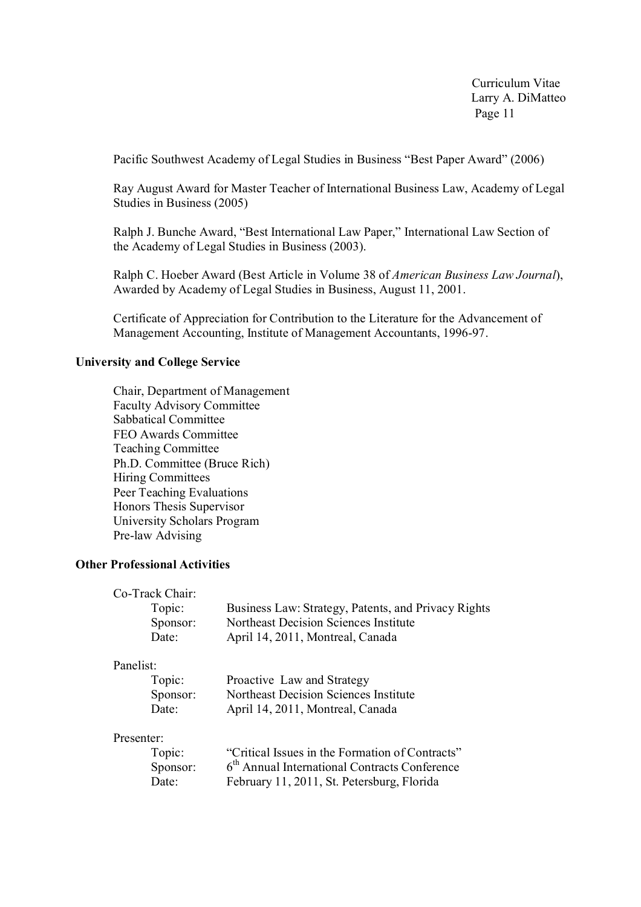Pacific Southwest Academy of Legal Studies in Business "Best Paper Award" (2006)

Ray August Award for Master Teacher of International Business Law, Academy of Legal Studies in Business (2005)

Ralph J. Bunche Award, "Best International Law Paper," International Law Section of the Academy of Legal Studies in Business (2003).

Ralph C. Hoeber Award (Best Article in Volume 38 of *American Business Law Journal*), Awarded by Academy of Legal Studies in Business, August 11, 2001.

Certificate of Appreciation for Contribution to the Literature for the Advancement of Management Accounting, Institute of Management Accountants, 1996-97.

**University and College Service**

Chair, Department of Management
Faculty Advisory Committee
Sabbatical Committee
FEO Awards Committee
Teaching Committee
Ph.D. Committee (Bruce Rich)
Hiring Committees
Peer Teaching Evaluations
Honors Thesis Supervisor
University Scholars Program
Pre-law Advising

**Other Professional Activities**

Co-Track Chair:
- Topic: Business Law: Strategy, Patents, and Privacy Rights
- Sponsor: Northeast Decision Sciences Institute
- Date: April 14, 2011, Montreal, Canada

Panelist:
- Topic: Proactive Law and Strategy
- Sponsor: Northeast Decision Sciences Institute
- Date: April 14, 2011, Montreal, Canada

Presenter:
- Topic: "Critical Issues in the Formation of Contracts"
- Sponsor: 6th Annual International Contracts Conference
- Date: February 11, 2011, St. Petersburg, Florida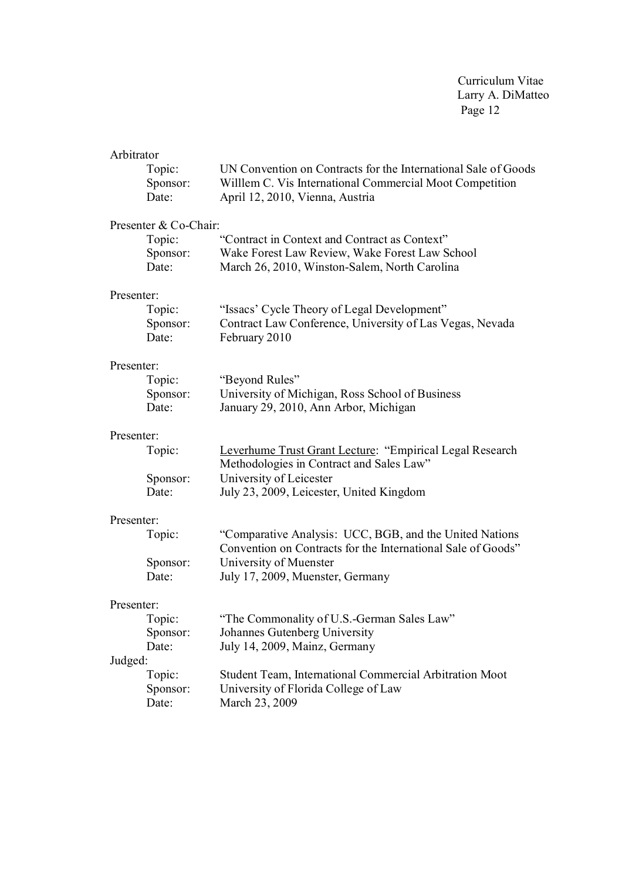Arbitrator

- Topic: UN Convention on Contracts for the International Sale of Goods
- Sponsor: Willlem C. Vis International Commercial Moot Competition
- Date: April 12, 2010, Vienna, Austria

Presenter & Co-Chair:

- Topic: "Contract in Context and Contract as Context"
- Sponsor: Wake Forest Law Review, Wake Forest Law School
- Date: March 26, 2010, Winston-Salem, North Carolina

Presenter:

- Topic: "Issacs' Cycle Theory of Legal Development"
- Sponsor: Contract Law Conference, University of Las Vegas, Nevada
- Date: February 2010

Presenter:

- Topic: "Beyond Rules"
- Sponsor: University of Michigan, Ross School of Business
- Date: January 29, 2010, Ann Arbor, Michigan

Presenter:

- Topic: <u>Leverhume Trust Grant Lecture</u>: "Empirical Legal Research Methodologies in Contract and Sales Law"
- Sponsor: University of Leicester
- Date: July 23, 2009, Leicester, United Kingdom

Presenter:

- Topic: "Comparative Analysis: UCC, BGB, and the United Nations Convention on Contracts for the International Sale of Goods"
- Sponsor: University of Muenster
- Date: July 17, 2009, Muenster, Germany

Presenter:

- Topic: "The Commonality of U.S.-German Sales Law"
- Sponsor: Johannes Gutenberg University
- Date: July 14, 2009, Mainz, Germany

Judged:

- Topic: Student Team, International Commercial Arbitration Moot
- Sponsor: University of Florida College of Law
- Date: March 23, 2009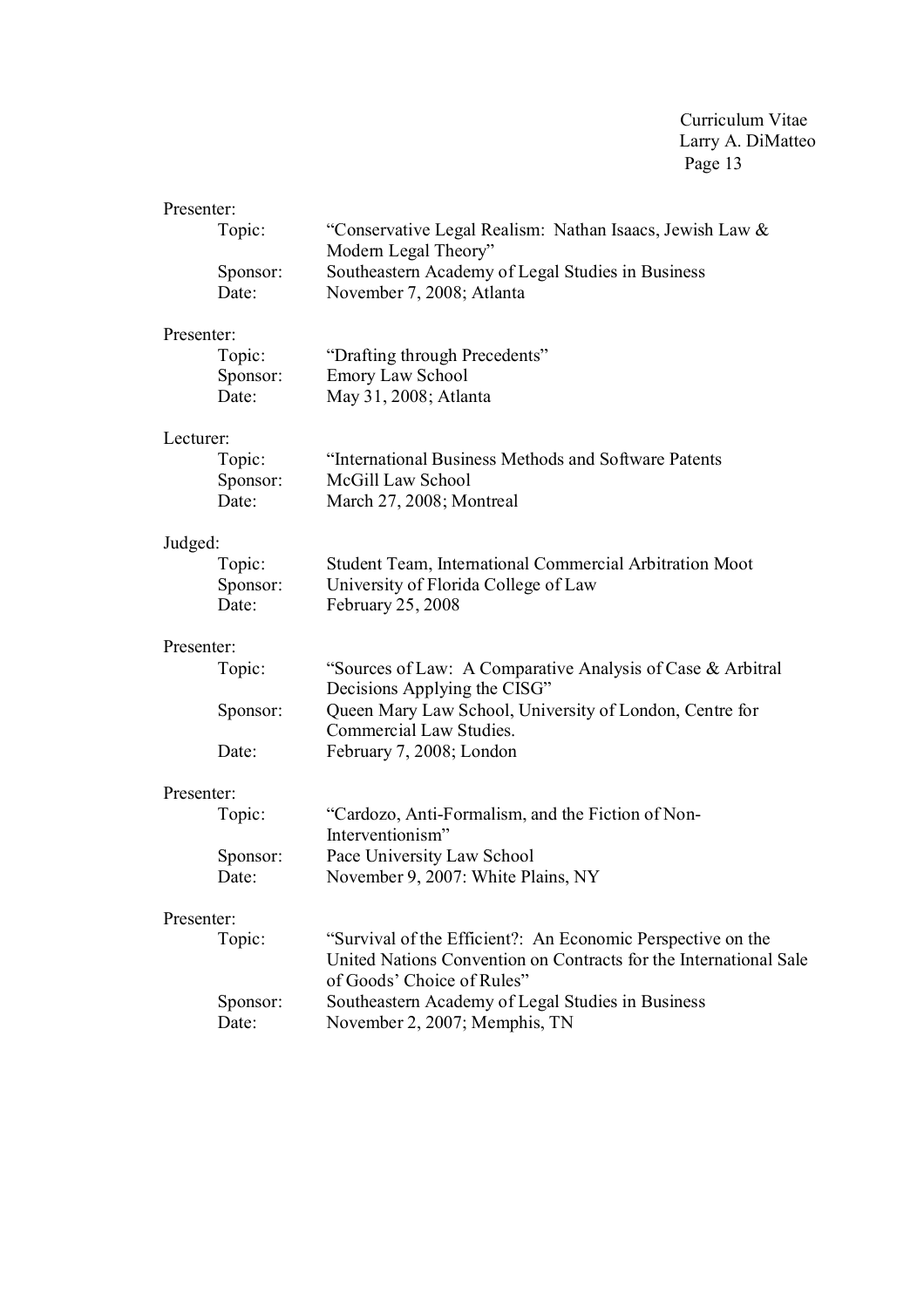Presenter:

- Topic: "Conservative Legal Realism: Nathan Isaacs, Jewish Law & Modern Legal Theory"
- Sponsor: Southeastern Academy of Legal Studies in Business
- Date: November 7, 2008; Atlanta

Presenter:

- Topic: "Drafting through Precedents"
- Sponsor: Emory Law School
- Date: May 31, 2008; Atlanta

Lecturer:

- Topic: "International Business Methods and Software Patents
- Sponsor: McGill Law School
- Date: March 27, 2008; Montreal

Judged:

- Topic: Student Team, International Commercial Arbitration Moot
- Sponsor: University of Florida College of Law
- Date: February 25, 2008

Presenter:

- Topic: "Sources of Law: A Comparative Analysis of Case & Arbitral Decisions Applying the CISG"
- Sponsor: Queen Mary Law School, University of London, Centre for Commercial Law Studies.
- Date: February 7, 2008; London

Presenter:

- Topic: "Cardozo, Anti-Formalism, and the Fiction of Non-Interventionism"
- Sponsor: Pace University Law School
- Date: November 9, 2007: White Plains, NY

Presenter:

- Topic: "Survival of the Efficient?: An Economic Perspective on the United Nations Convention on Contracts for the International Sale of Goods' Choice of Rules"
- Sponsor: Southeastern Academy of Legal Studies in Business
- Date: November 2, 2007; Memphis, TN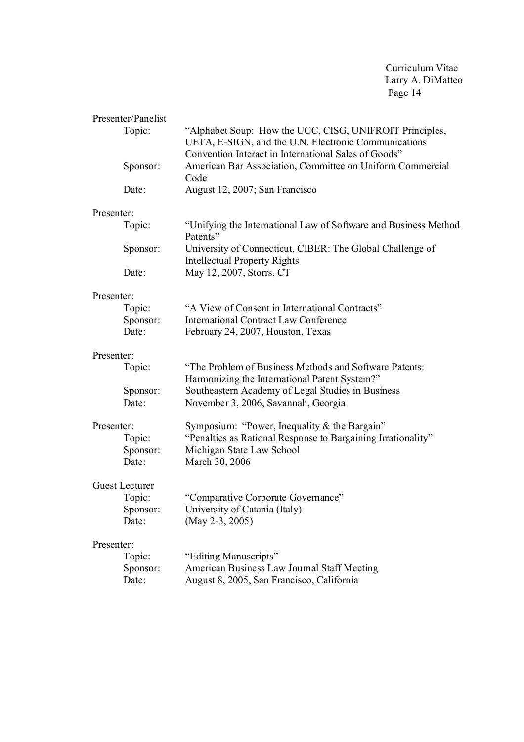Presenter/Panelist

Topic: "Alphabet Soup: How the UCC, CISG, UNIFROIT Principles, UETA, E-SIGN, and the U.N. Electronic Communications Convention Interact in International Sales of Goods"
Sponsor: American Bar Association, Committee on Uniform Commercial Code
Date: August 12, 2007; San Francisco

Presenter:

Topic: "Unifying the International Law of Software and Business Method Patents"
Sponsor: University of Connecticut, CIBER: The Global Challenge of Intellectual Property Rights
Date: May 12, 2007, Storrs, CT

Presenter:

Topic: "A View of Consent in International Contracts"
Sponsor: International Contract Law Conference
Date: February 24, 2007, Houston, Texas

Presenter:

Topic: "The Problem of Business Methods and Software Patents: Harmonizing the International Patent System?"
Sponsor: Southeastern Academy of Legal Studies in Business
Date: November 3, 2006, Savannah, Georgia

Presenter: Symposium: "Power, Inequality & the Bargain"

Topic: "Penalties as Rational Response to Bargaining Irrationality"
Sponsor: Michigan State Law School
Date: March 30, 2006

Guest Lecturer

Topic: "Comparative Corporate Governance"
Sponsor: University of Catania (Italy)
Date: (May 2-3, 2005)

Presenter:

Topic: "Editing Manuscripts"
Sponsor: American Business Law Journal Staff Meeting
Date: August 8, 2005, San Francisco, California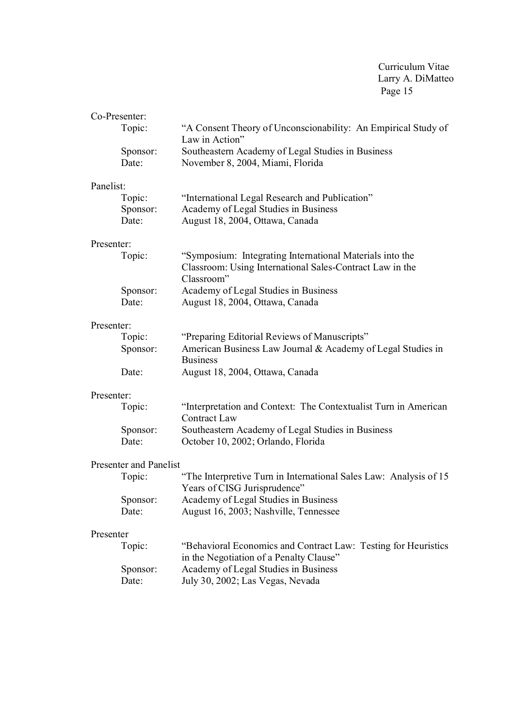Co-Presenter:

- Topic: "A Consent Theory of Unconscionability: An Empirical Study of Law in Action"
- Sponsor: Southeastern Academy of Legal Studies in Business
- Date: November 8, 2004, Miami, Florida

Panelist:

- Topic: "International Legal Research and Publication"
- Sponsor: Academy of Legal Studies in Business
- Date: August 18, 2004, Ottawa, Canada

Presenter:

- Topic: "Symposium: Integrating International Materials into the Classroom: Using International Sales-Contract Law in the Classroom"
- Sponsor: Academy of Legal Studies in Business
- Date: August 18, 2004, Ottawa, Canada

Presenter:

- Topic: "Preparing Editorial Reviews of Manuscripts"
- Sponsor: American Business Law Journal & Academy of Legal Studies in Business
- Date: August 18, 2004, Ottawa, Canada

Presenter:

- Topic: "Interpretation and Context: The Contextualist Turn in American Contract Law
- Sponsor: Southeastern Academy of Legal Studies in Business
- Date: October 10, 2002; Orlando, Florida

Presenter and Panelist

- Topic: "The Interpretive Turn in International Sales Law: Analysis of 15 Years of CISG Jurisprudence"
- Sponsor: Academy of Legal Studies in Business
- Date: August 16, 2003; Nashville, Tennessee

Presenter

- Topic: "Behavioral Economics and Contract Law: Testing for Heuristics in the Negotiation of a Penalty Clause"
- Sponsor: Academy of Legal Studies in Business
- Date: July 30, 2002; Las Vegas, Nevada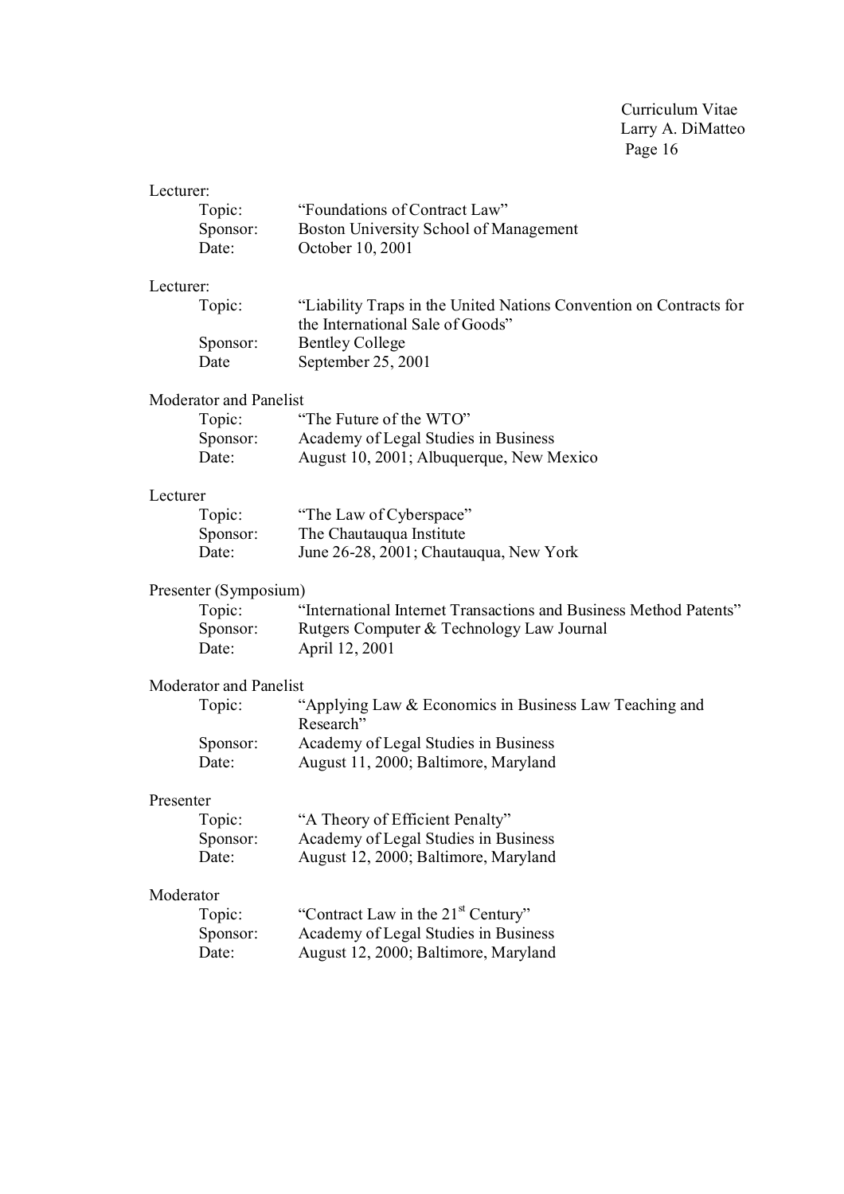Lecturer:

Topic: "Foundations of Contract Law"
Sponsor: Boston University School of Management
Date: October 10, 2001

Lecturer:

Topic: "Liability Traps in the United Nations Convention on Contracts for the International Sale of Goods"
Sponsor: Bentley College
Date September 25, 2001

Moderator and Panelist

Topic: "The Future of the WTO"
Sponsor: Academy of Legal Studies in Business
Date: August 10, 2001; Albuquerque, New Mexico

Lecturer

Topic: "The Law of Cyberspace"
Sponsor: The Chautauqua Institute
Date: June 26-28, 2001; Chautauqua, New York

Presenter (Symposium)

Topic: "International Internet Transactions and Business Method Patents"
Sponsor: Rutgers Computer & Technology Law Journal
Date: April 12, 2001

Moderator and Panelist

Topic: "Applying Law & Economics in Business Law Teaching and Research"
Sponsor: Academy of Legal Studies in Business
Date: August 11, 2000; Baltimore, Maryland

Presenter

Topic: "A Theory of Efficient Penalty"
Sponsor: Academy of Legal Studies in Business
Date: August 12, 2000; Baltimore, Maryland

Moderator

Topic: "Contract Law in the 21st Century"
Sponsor: Academy of Legal Studies in Business
Date: August 12, 2000; Baltimore, Maryland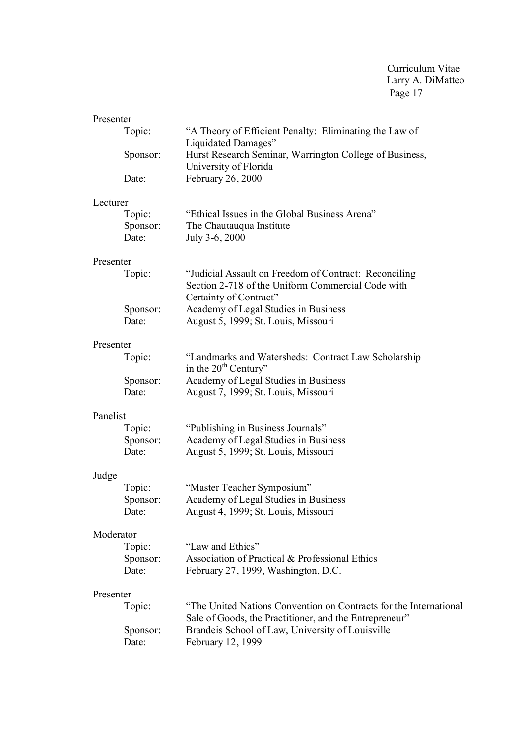Presenter

- Topic: "A Theory of Efficient Penalty: Eliminating the Law of Liquidated Damages"
- Sponsor: Hurst Research Seminar, Warrington College of Business, University of Florida
- Date: February 26, 2000

Lecturer

- Topic: "Ethical Issues in the Global Business Arena"
- Sponsor: The Chautauqua Institute
- Date: July 3-6, 2000

Presenter

- Topic: "Judicial Assault on Freedom of Contract: Reconciling Section 2-718 of the Uniform Commercial Code with Certainty of Contract"
- Sponsor: Academy of Legal Studies in Business
- Date: August 5, 1999; St. Louis, Missouri

Presenter

- Topic: "Landmarks and Watersheds: Contract Law Scholarship in the 20th Century"
- Sponsor: Academy of Legal Studies in Business
- Date: August 7, 1999; St. Louis, Missouri

Panelist

- Topic: "Publishing in Business Journals"
- Sponsor: Academy of Legal Studies in Business
- Date: August 5, 1999; St. Louis, Missouri

Judge

- Topic: "Master Teacher Symposium"
- Sponsor: Academy of Legal Studies in Business
- Date: August 4, 1999; St. Louis, Missouri

Moderator

- Topic: "Law and Ethics"
- Sponsor: Association of Practical & Professional Ethics
- Date: February 27, 1999, Washington, D.C.

Presenter

- Topic: "The United Nations Convention on Contracts for the International Sale of Goods, the Practitioner, and the Entrepreneur"
- Sponsor: Brandeis School of Law, University of Louisville
- Date: February 12, 1999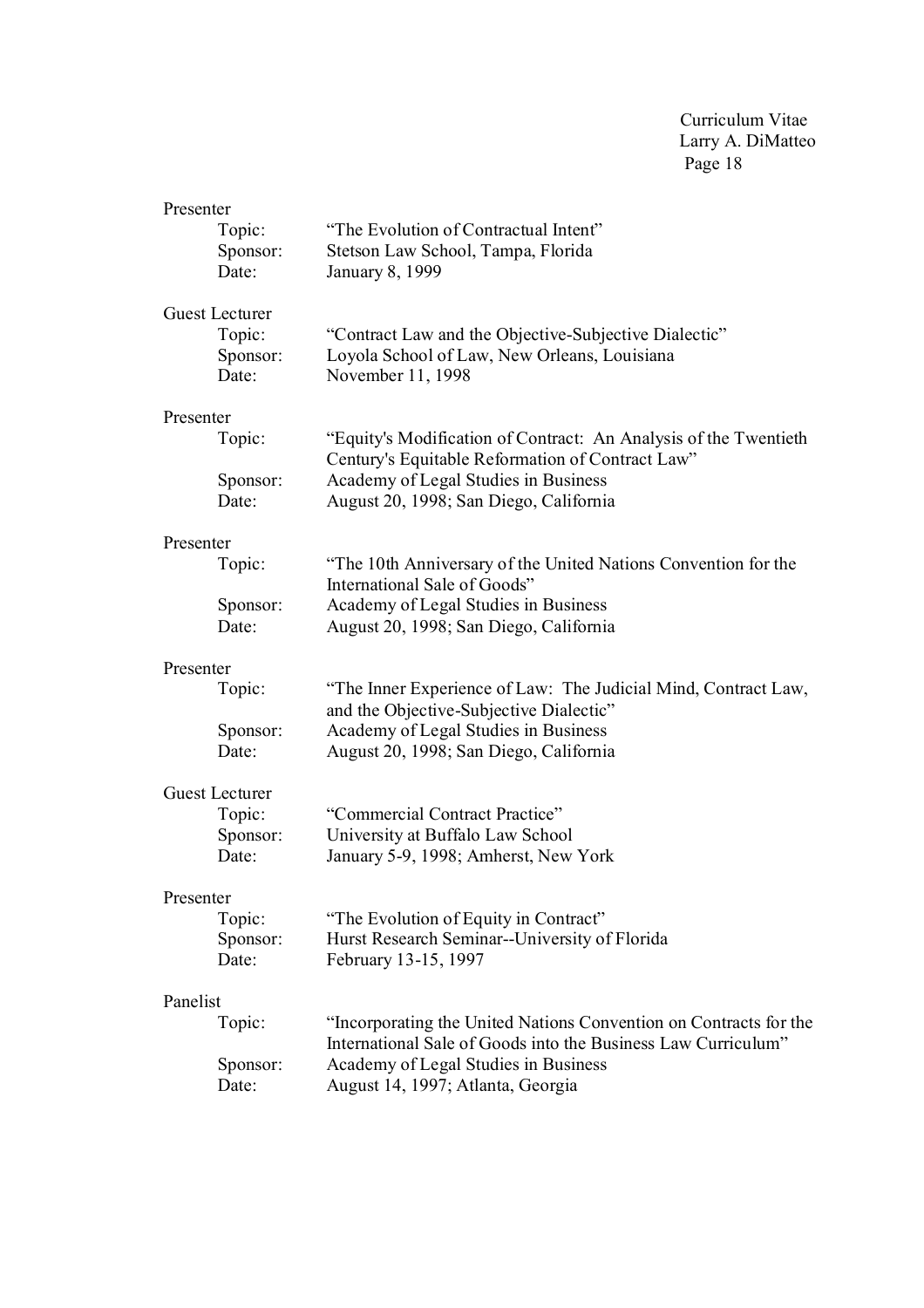Presenter
- Topic: "The Evolution of Contractual Intent"
- Sponsor: Stetson Law School, Tampa, Florida
- Date: January 8, 1999

Guest Lecturer
- Topic: "Contract Law and the Objective-Subjective Dialectic"
- Sponsor: Loyola School of Law, New Orleans, Louisiana
- Date: November 11, 1998

Presenter
- Topic: "Equity's Modification of Contract: An Analysis of the Twentieth Century's Equitable Reformation of Contract Law"
- Sponsor: Academy of Legal Studies in Business
- Date: August 20, 1998; San Diego, California

Presenter
- Topic: "The 10th Anniversary of the United Nations Convention for the International Sale of Goods"
- Sponsor: Academy of Legal Studies in Business
- Date: August 20, 1998; San Diego, California

Presenter
- Topic: "The Inner Experience of Law: The Judicial Mind, Contract Law, and the Objective-Subjective Dialectic"
- Sponsor: Academy of Legal Studies in Business
- Date: August 20, 1998; San Diego, California

Guest Lecturer
- Topic: "Commercial Contract Practice"
- Sponsor: University at Buffalo Law School
- Date: January 5-9, 1998; Amherst, New York

Presenter
- Topic: "The Evolution of Equity in Contract"
- Sponsor: Hurst Research Seminar--University of Florida
- Date: February 13-15, 1997

Panelist
- Topic: "Incorporating the United Nations Convention on Contracts for the International Sale of Goods into the Business Law Curriculum"
- Sponsor: Academy of Legal Studies in Business
- Date: August 14, 1997; Atlanta, Georgia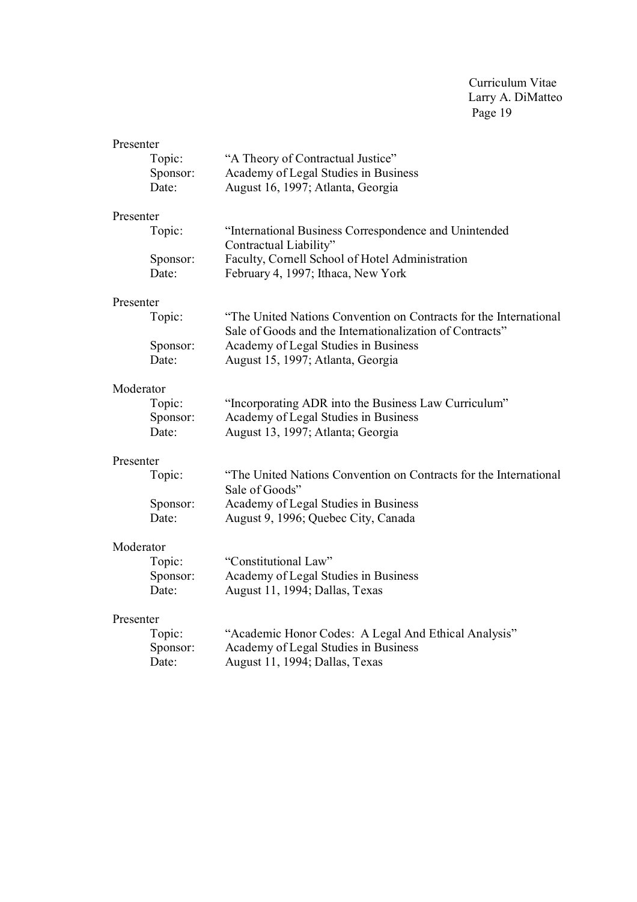Presenter

- Topic: "A Theory of Contractual Justice"
- Sponsor: Academy of Legal Studies in Business
- Date: August 16, 1997; Atlanta, Georgia

Presenter

- Topic: "International Business Correspondence and Unintended Contractual Liability"
- Sponsor: Faculty, Cornell School of Hotel Administration
- Date: February 4, 1997; Ithaca, New York

Presenter

- Topic: "The United Nations Convention on Contracts for the International Sale of Goods and the Internationalization of Contracts"
- Sponsor: Academy of Legal Studies in Business
- Date: August 15, 1997; Atlanta, Georgia

Moderator

- Topic: "Incorporating ADR into the Business Law Curriculum"
- Sponsor: Academy of Legal Studies in Business
- Date: August 13, 1997; Atlanta; Georgia

Presenter

- Topic: "The United Nations Convention on Contracts for the International Sale of Goods"
- Sponsor: Academy of Legal Studies in Business
- Date: August 9, 1996; Quebec City, Canada

Moderator

- Topic: "Constitutional Law"
- Sponsor: Academy of Legal Studies in Business
- Date: August 11, 1994; Dallas, Texas

Presenter

- Topic: "Academic Honor Codes: A Legal And Ethical Analysis"
- Sponsor: Academy of Legal Studies in Business
- Date: August 11, 1994; Dallas, Texas